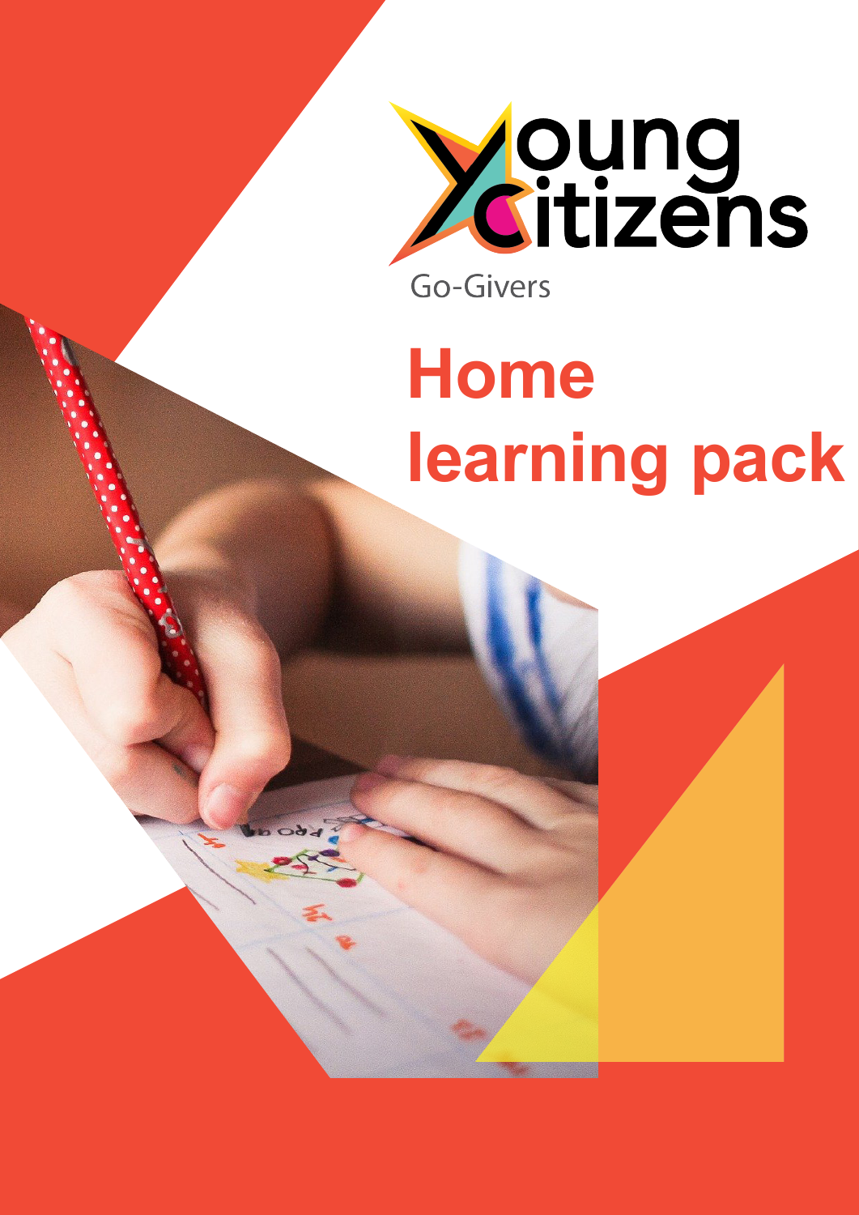Young Citizens

Go-Givers

# Home learning pack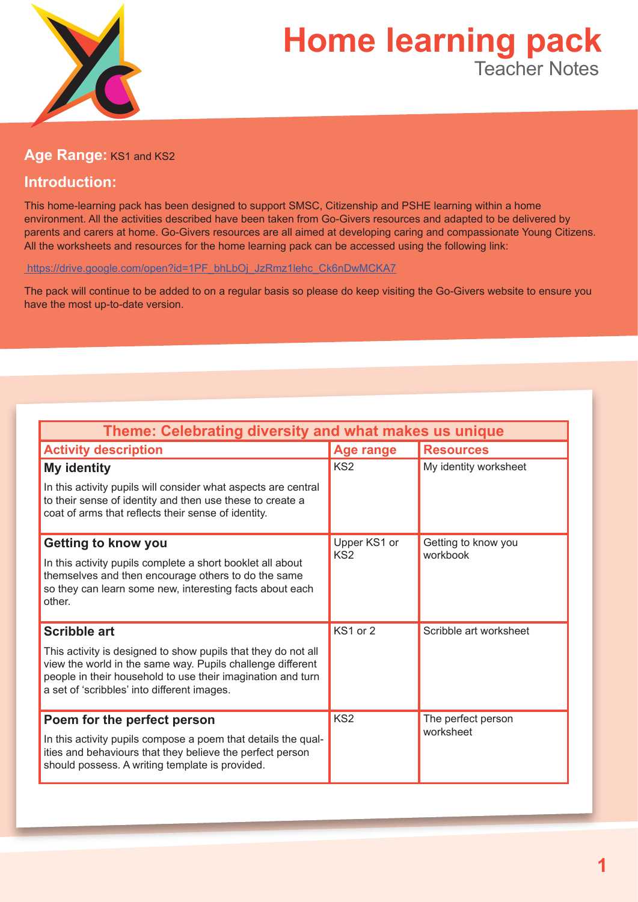# Home learning pack

Teacher Notes

**Age Range:** KS1 and KS2

## Introduction:

This home-learning pack has been designed to support SMSC, Citizenship and PSHE learning within a home environment. All the activities described have been taken from Go-Givers resources and adapted to be delivered by parents and carers at home. Go-Givers resources are all aimed at developing caring and compassionate Young Citizens. All the worksheets and resources for the home learning pack can be accessed using the following link:

https://drive.google.com/open?id=1PF_bhLbOj_JzRmz1lehc_Ck6nDwMCKA7

The pack will continue to be added to on a regular basis so please do keep visiting the Go-Givers website to ensure you have the most up-to-date version.

| Theme: Celebrating diversity and what makes us unique | | |
|---|---|---|
| **Activity description** | **Age range** | **Resources** |
| **My identity**<br>In this activity pupils will consider what aspects are central to their sense of identity and then use these to create a coat of arms that reflects their sense of identity. | KS2 | My identity worksheet |
| **Getting to know you**<br>In this activity pupils complete a short booklet all about themselves and then encourage others to do the same so they can learn some new, interesting facts about each other. | Upper KS1 or KS2 | Getting to know you workbook |
| **Scribble art**<br>This activity is designed to show pupils that they do not all view the world in the same way. Pupils challenge different people in their household to use their imagination and turn a set of 'scribbles' into different images. | KS1 or 2 | Scribble art worksheet |
| **Poem for the perfect person**<br>In this activity pupils compose a poem that details the qualities and behaviours that they believe the perfect person should possess. A writing template is provided. | KS2 | The perfect person worksheet |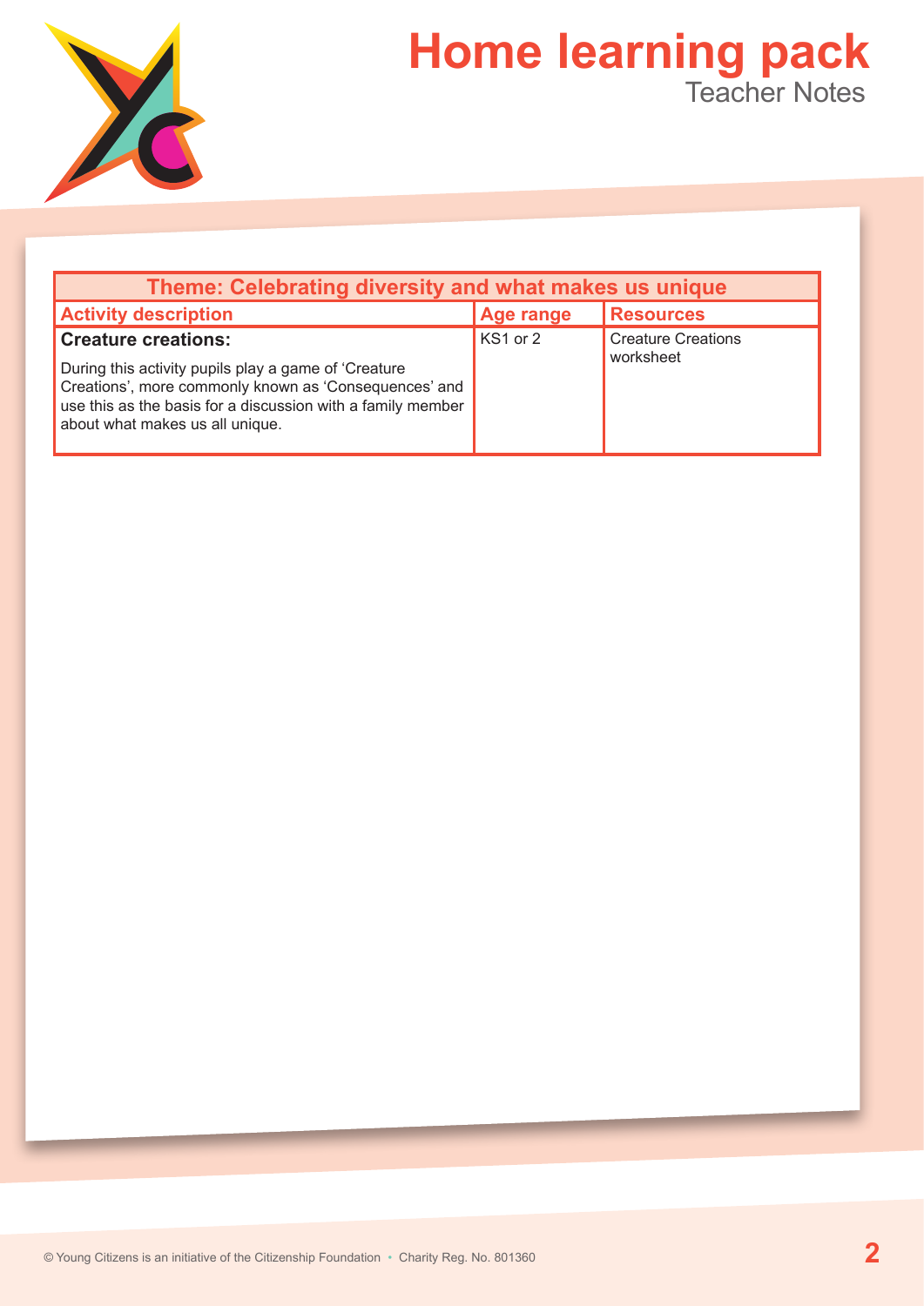# Home learning pack

Teacher Notes

| Theme: Celebrating diversity and what makes us unique | | |
|---|---|---|
| **Activity description** | **Age range** | **Resources** |
| **Creature creations:** During this activity pupils play a game of 'Creature Creations', more commonly known as 'Consequences' and use this as the basis for a discussion with a family member about what makes us all unique. | KS1 or 2 | Creature Creations worksheet |

© Young Citizens is an initiative of the Citizenship Foundation • Charity Reg. No. 801360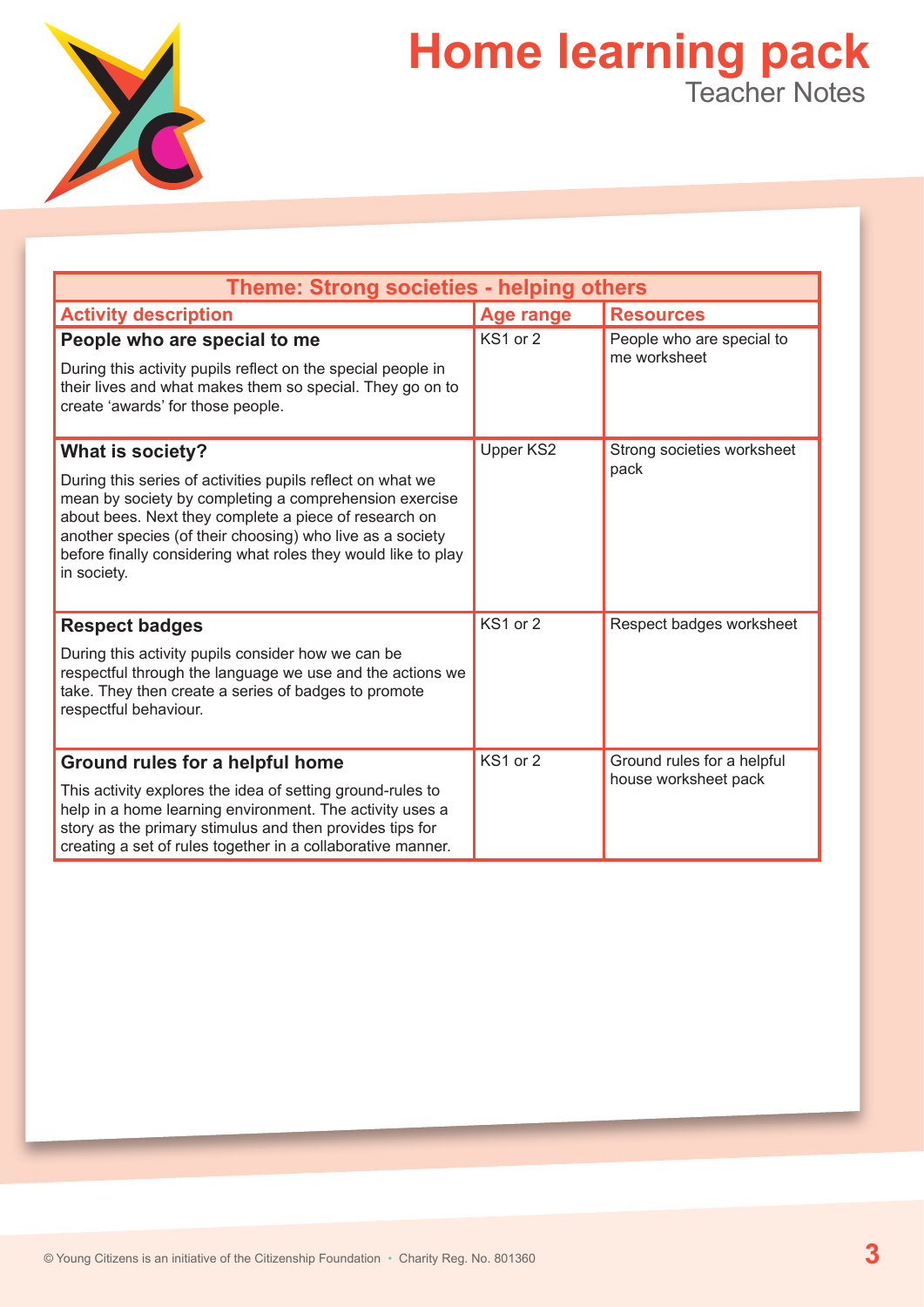# Home learning pack

Teacher Notes

| Theme: Strong societies - helping others | | |
|---|---|---|
| **Activity description** | **Age range** | **Resources** |
| **People who are special to me**<br><br>During this activity pupils reflect on the special people in their lives and what makes them so special. They go on to create 'awards' for those people. | KS1 or 2 | People who are special to me worksheet |
| **What is society?**<br><br>During this series of activities pupils reflect on what we mean by society by completing a comprehension exercise about bees. Next they complete a piece of research on another species (of their choosing) who live as a society before finally considering what roles they would like to play in society. | Upper KS2 | Strong societies worksheet pack |
| **Respect badges**<br><br>During this activity pupils consider how we can be respectful through the language we use and the actions we take. They then create a series of badges to promote respectful behaviour. | KS1 or 2 | Respect badges worksheet |
| **Ground rules for a helpful home**<br><br>This activity explores the idea of setting ground-rules to help in a home learning environment. The activity uses a story as the primary stimulus and then provides tips for creating a set of rules together in a collaborative manner. | KS1 or 2 | Ground rules for a helpful house worksheet pack |

© Young Citizens is an initiative of the Citizenship Foundation • Charity Reg. No. 801360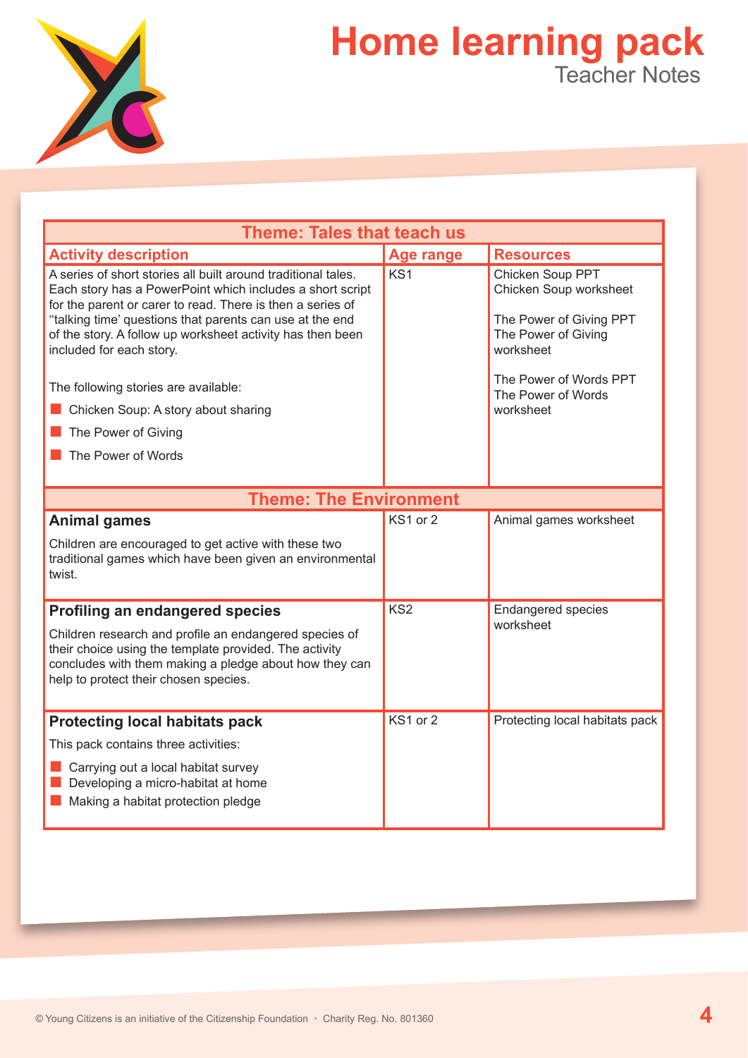# Home learning pack

Teacher Notes

| Theme: Tales that teach us | | |
|---|---|---|
| **Activity description** | **Age range** | **Resources** |
| A series of short stories all built around traditional tales. Each story has a PowerPoint which includes a short script for the parent or carer to read. There is then a series of "talking time' questions that parents can use at the end of the story. A follow up worksheet activity has then been included for each story.<br><br>The following stories are available:<br>- Chicken Soup: A story about sharing<br>- The Power of Giving<br>- The Power of Words | KS1 | Chicken Soup PPT<br>Chicken Soup worksheet<br><br>The Power of Giving PPT<br>The Power of Giving worksheet<br><br>The Power of Words PPT<br>The Power of Words worksheet |
| **Theme: The Environment** | | |
| **Animal games**<br><br>Children are encouraged to get active with these two traditional games which have been given an environmental twist. | KS1 or 2 | Animal games worksheet |
| **Profiling an endangered species**<br><br>Children research and profile an endangered species of their choice using the template provided. The activity concludes with them making a pledge about how they can help to protect their chosen species. | KS2 | Endangered species worksheet |
| **Protecting local habitats pack**<br><br>This pack contains three activities:<br>- Carrying out a local habitat survey<br>- Developing a micro-habitat at home<br>- Making a habitat protection pledge | KS1 or 2 | Protecting local habitats pack |

© Young Citizens is an initiative of the Citizenship Foundation • Charity Reg. No. 801360